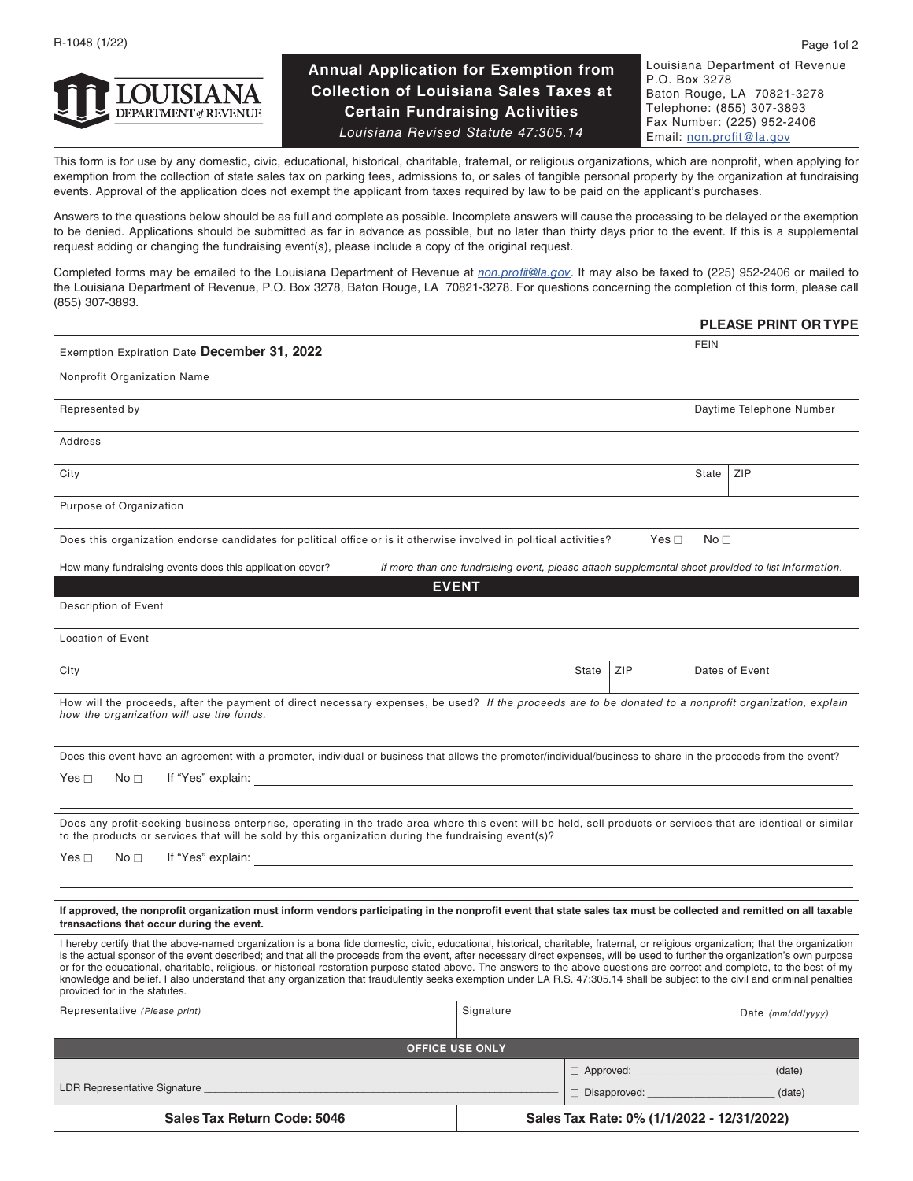R-1048 (1/22)

LOUISIANA DEPARTMENT of REVENUE

# Annual Application for Exemption from Collection of Louisiana Sales Taxes at Certain Fundraising Activities

*Louisiana Revised Statute 47:305.14*

Louisiana Department of Revenue
P.O. Box 3278
Baton Rouge, LA 70821-3278
Telephone: (855) 307-3893
Fax Number: (225) 952-2406
Email: non.profit@la.gov

This form is for use by any domestic, civic, educational, historical, charitable, fraternal, or religious organizations, which are nonprofit, when applying for exemption from the collection of state sales tax on parking fees, admissions to, or sales of tangible personal property by the organization at fundraising events. Approval of the application does not exempt the applicant from taxes required by law to be paid on the applicant's purchases.

Answers to the questions below should be as full and complete as possible. Incomplete answers will cause the processing to be delayed or the exemption to be denied. Applications should be submitted as far in advance as possible, but no later than thirty days prior to the event. If this is a supplemental request adding or changing the fundraising event(s), please include a copy of the original request.

Completed forms may be emailed to the Louisiana Department of Revenue at *non.profit@la.gov*. It may also be faxed to (225) 952-2406 or mailed to the Louisiana Department of Revenue, P.O. Box 3278, Baton Rouge, LA 70821-3278. For questions concerning the completion of this form, please call (855) 307-3893.

**PLEASE PRINT OR TYPE**

| | | |
|---|---|---|
| Exemption Expiration Date **December 31, 2022** | FEIN | |
| Nonprofit Organization Name | | |
| Represented by | Daytime Telephone Number | |
| Address | | |
| City | State | ZIP |
| Purpose of Organization | | |

Does this organization endorse candidates for political office or is it otherwise involved in political activities? Yes ☐ No ☐

How many fundraising events does this application cover? _______ *If more than one fundraising event, please attach supplemental sheet provided to list information.*

## EVENT

| | | | |
|---|---|---|---|
| Description of Event | | | |
| Location of Event | | | |
| City | State | ZIP | Dates of Event |

How will the proceeds, after the payment of direct necessary expenses, be used? *If the proceeds are to be donated to a nonprofit organization, explain how the organization will use the funds.*

Does this event have an agreement with a promoter, individual or business that allows the promoter/individual/business to share in the proceeds from the event?

Yes ☐ No ☐ If "Yes" explain: ______________________________

Does any profit-seeking business enterprise, operating in the trade area where this event will be held, sell products or services that are identical or similar to the products or services that will be sold by this organization during the fundraising event(s)?

Yes ☐ No ☐ If "Yes" explain: ______________________________

**If approved, the nonprofit organization must inform vendors participating in the nonprofit event that state sales tax must be collected and remitted on all taxable transactions that occur during the event.**

I hereby certify that the above-named organization is a bona fide domestic, civic, educational, historical, charitable, fraternal, or religious organization; that the organization is the actual sponsor of the event described; and that all the proceeds from the event, after necessary direct expenses, will be used to further the organization's own purpose or for the educational, charitable, religious, or historical restoration purpose stated above. The answers to the above questions are correct and complete, to the best of my knowledge and belief. I also understand that any organization that fraudulently seeks exemption under LA R.S. 47:305.14 shall be subject to the civil and criminal penalties provided for in the statutes.

| Representative *(Please print)* | Signature | Date *(mm/dd/yyyy)* |
|---|---|---|
| | | |

**OFFICE USE ONLY**

LDR Representative Signature ______________________________

☐ Approved: ____________________ (date)

☐ Disapproved: ____________________ (date)

| **Sales Tax Return Code: 5046** | **Sales Tax Rate: 0% (1/1/2022 - 12/31/2022)** |
|---|---|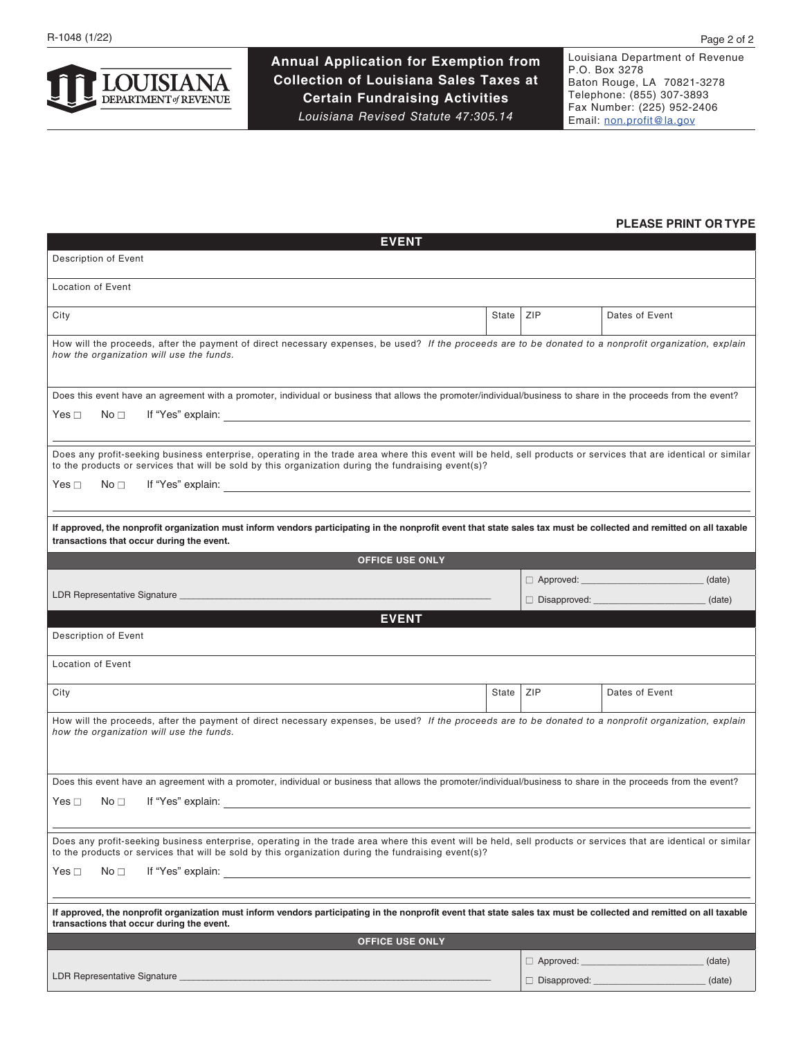R-1048 (1/22)

# Annual Application for Exemption from Collection of Louisiana Sales Taxes at Certain Fundraising Activities

*Louisiana Revised Statute 47:305.14*

Louisiana Department of Revenue
P.O. Box 3278
Baton Rouge, LA 70821-3278
Telephone: (855) 307-3893
Fax Number: (225) 952-2406
Email: non.profit@la.gov

**PLEASE PRINT OR TYPE**

## EVENT

Description of Event

Location of Event

| City | State | ZIP | Dates of Event |
|---|---|---|---|
| | | | |

How will the proceeds, after the payment of direct necessary expenses, be used? *If the proceeds are to be donated to a nonprofit organization, explain how the organization will use the funds.*

Does this event have an agreement with a promoter, individual or business that allows the promoter/individual/business to share in the proceeds from the event?

Yes ☐ No ☐ If "Yes" explain: ______________________________

Does any profit-seeking business enterprise, operating in the trade area where this event will be held, sell products or services that are identical or similar to the products or services that will be sold by this organization during the fundraising event(s)?

Yes ☐ No ☐ If "Yes" explain: ______________________________

**If approved, the nonprofit organization must inform vendors participating in the nonprofit event that state sales tax must be collected and remitted on all taxable transactions that occur during the event.**

**OFFICE USE ONLY**

LDR Representative Signature ______________________________

☐ Approved: ____________ (date)

☐ Disapproved: ____________ (date)

## EVENT

Description of Event

Location of Event

| City | State | ZIP | Dates of Event |
|---|---|---|---|
| | | | |

How will the proceeds, after the payment of direct necessary expenses, be used? *If the proceeds are to be donated to a nonprofit organization, explain how the organization will use the funds.*

Does this event have an agreement with a promoter, individual or business that allows the promoter/individual/business to share in the proceeds from the event?

Yes ☐ No ☐ If "Yes" explain: ______________________________

Does any profit-seeking business enterprise, operating in the trade area where this event will be held, sell products or services that are identical or similar to the products or services that will be sold by this organization during the fundraising event(s)?

Yes ☐ No ☐ If "Yes" explain: ______________________________

**If approved, the nonprofit organization must inform vendors participating in the nonprofit event that state sales tax must be collected and remitted on all taxable transactions that occur during the event.**

**OFFICE USE ONLY**

LDR Representative Signature ______________________________

☐ Approved: ____________ (date)

☐ Disapproved: ____________ (date)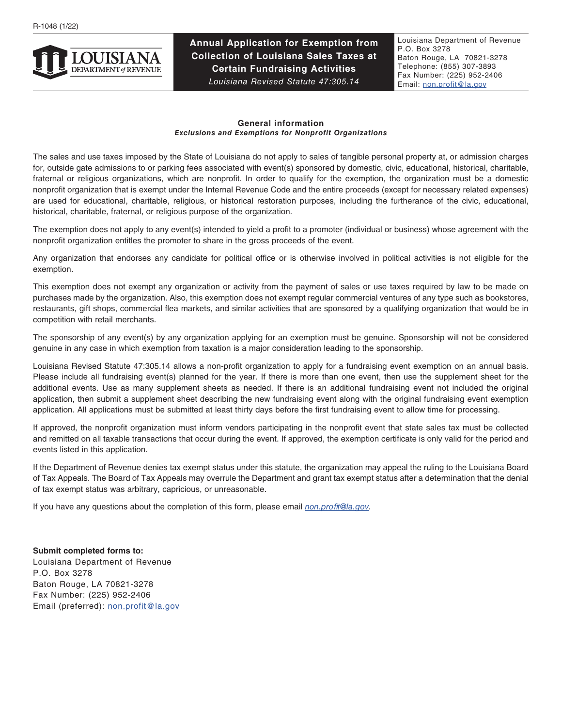R-1048 (1/22)

LOUISIANA DEPARTMENT of REVENUE

**Annual Application for Exemption from Collection of Louisiana Sales Taxes at Certain Fundraising Activities**

*Louisiana Revised Statute 47:305.14*

Louisiana Department of Revenue
P.O. Box 3278
Baton Rouge, LA 70821-3278
Telephone: (855) 307-3893
Fax Number: (225) 952-2406
Email: non.profit@la.gov

### General information

***Exclusions and Exemptions for Nonprofit Organizations***

The sales and use taxes imposed by the State of Louisiana do not apply to sales of tangible personal property at, or admission charges for, outside gate admissions to or parking fees associated with event(s) sponsored by domestic, civic, educational, historical, charitable, fraternal or religious organizations, which are nonprofit. In order to qualify for the exemption, the organization must be a domestic nonprofit organization that is exempt under the Internal Revenue Code and the entire proceeds (except for necessary related expenses) are used for educational, charitable, religious, or historical restoration purposes, including the furtherance of the civic, educational, historical, charitable, fraternal, or religious purpose of the organization.

The exemption does not apply to any event(s) intended to yield a profit to a promoter (individual or business) whose agreement with the nonprofit organization entitles the promoter to share in the gross proceeds of the event.

Any organization that endorses any candidate for political office or is otherwise involved in political activities is not eligible for the exemption.

This exemption does not exempt any organization or activity from the payment of sales or use taxes required by law to be made on purchases made by the organization. Also, this exemption does not exempt regular commercial ventures of any type such as bookstores, restaurants, gift shops, commercial flea markets, and similar activities that are sponsored by a qualifying organization that would be in competition with retail merchants.

The sponsorship of any event(s) by any organization applying for an exemption must be genuine. Sponsorship will not be considered genuine in any case in which exemption from taxation is a major consideration leading to the sponsorship.

Louisiana Revised Statute 47:305.14 allows a non-profit organization to apply for a fundraising event exemption on an annual basis. Please include all fundraising event(s) planned for the year. If there is more than one event, then use the supplement sheet for the additional events. Use as many supplement sheets as needed. If there is an additional fundraising event not included the original application, then submit a supplement sheet describing the new fundraising event along with the original fundraising event exemption application. All applications must be submitted at least thirty days before the first fundraising event to allow time for processing.

If approved, the nonprofit organization must inform vendors participating in the nonprofit event that state sales tax must be collected and remitted on all taxable transactions that occur during the event. If approved, the exemption certificate is only valid for the period and events listed in this application.

If the Department of Revenue denies tax exempt status under this statute, the organization may appeal the ruling to the Louisiana Board of Tax Appeals. The Board of Tax Appeals may overrule the Department and grant tax exempt status after a determination that the denial of tax exempt status was arbitrary, capricious, or unreasonable.

If you have any questions about the completion of this form, please email *non.profit@la.gov*.

**Submit completed forms to:**
Louisiana Department of Revenue
P.O. Box 3278
Baton Rouge, LA 70821-3278
Fax Number: (225) 952-2406
Email (preferred): non.profit@la.gov